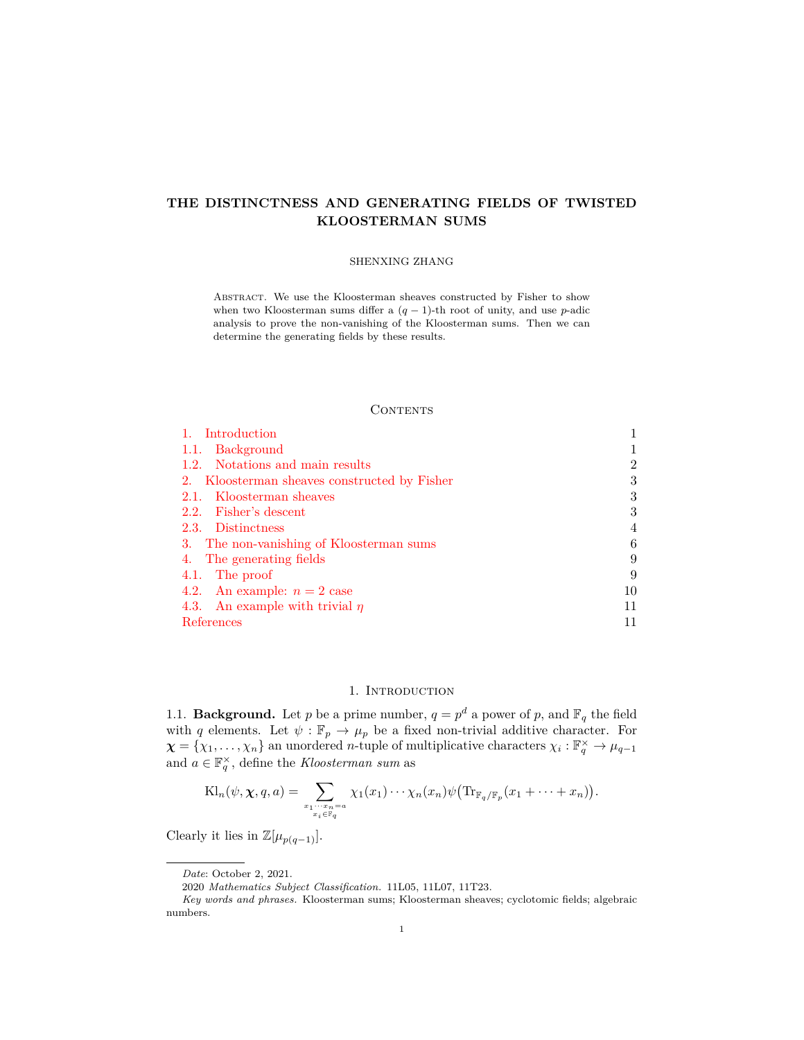# THE DISTINCTNESS AND GENERATING FIELDS OF TWISTED KLOOSTERMAN SUMS

SHENXING ZHANG

Abstract. We use the Kloosterman sheaves constructed by Fisher to show when two Kloosterman sums differ a $(q-1)$-th root of unity, and use $p$-adic analysis to prove the non-vanishing of the Kloosterman sums. Then we can determine the generating fields by these results.

## Contents

1. Introduction — 1
   - 1.1. Background — 1
   - 1.2. Notations and main results — 2
2. Kloosterman sheaves constructed by Fisher — 3
   - 2.1. Kloosterman sheaves — 3
   - 2.2. Fisher's descent — 3
   - 2.3. Distinctness — 4
3. The non-vanishing of Kloosterman sums — 6
4. The generating fields — 9
   - 4.1. The proof — 9
   - 4.2. An example: $n=2$ case — 10
   - 4.3. An example with trivial $\eta$ — 11

References — 11

## 1. Introduction

### 1.1. Background.

Let $p$ be a prime number, $q=p^d$ a power of $p$, and $\mathbb{F}_q$ the field with $q$ elements. Let $\psi:\mathbb{F}_p\to\mu_p$ be a fixed non-trivial additive character. For $\boldsymbol{\chi}=\{\chi_1,\dots,\chi_n\}$ an unordered $n$-tuple of multiplicative characters $\chi_i:\mathbb{F}_q^\times\to\mu_{q-1}$ and $a\in\mathbb{F}_q^\times$, define the *Kloosterman sum* as

$$\mathrm{Kl}_n(\psi,\boldsymbol{\chi},q,a)=\sum_{\substack{x_1\cdots x_n=a\\ x_i\in\mathbb{F}_q}}\chi_1(x_1)\cdots\chi_n(x_n)\psi\big(\mathrm{Tr}_{\mathbb{F}_q/\mathbb{F}_p}(x_1+\cdots+x_n)\big).$$

Clearly it lies in $\mathbb{Z}[\mu_{p(q-1)}]$.

---

*Date*: October 2, 2021.

2020 *Mathematics Subject Classification.* 11L05, 11L07, 11T23.

*Key words and phrases.* Kloosterman sums; Kloosterman sheaves; cyclotomic fields; algebraic numbers.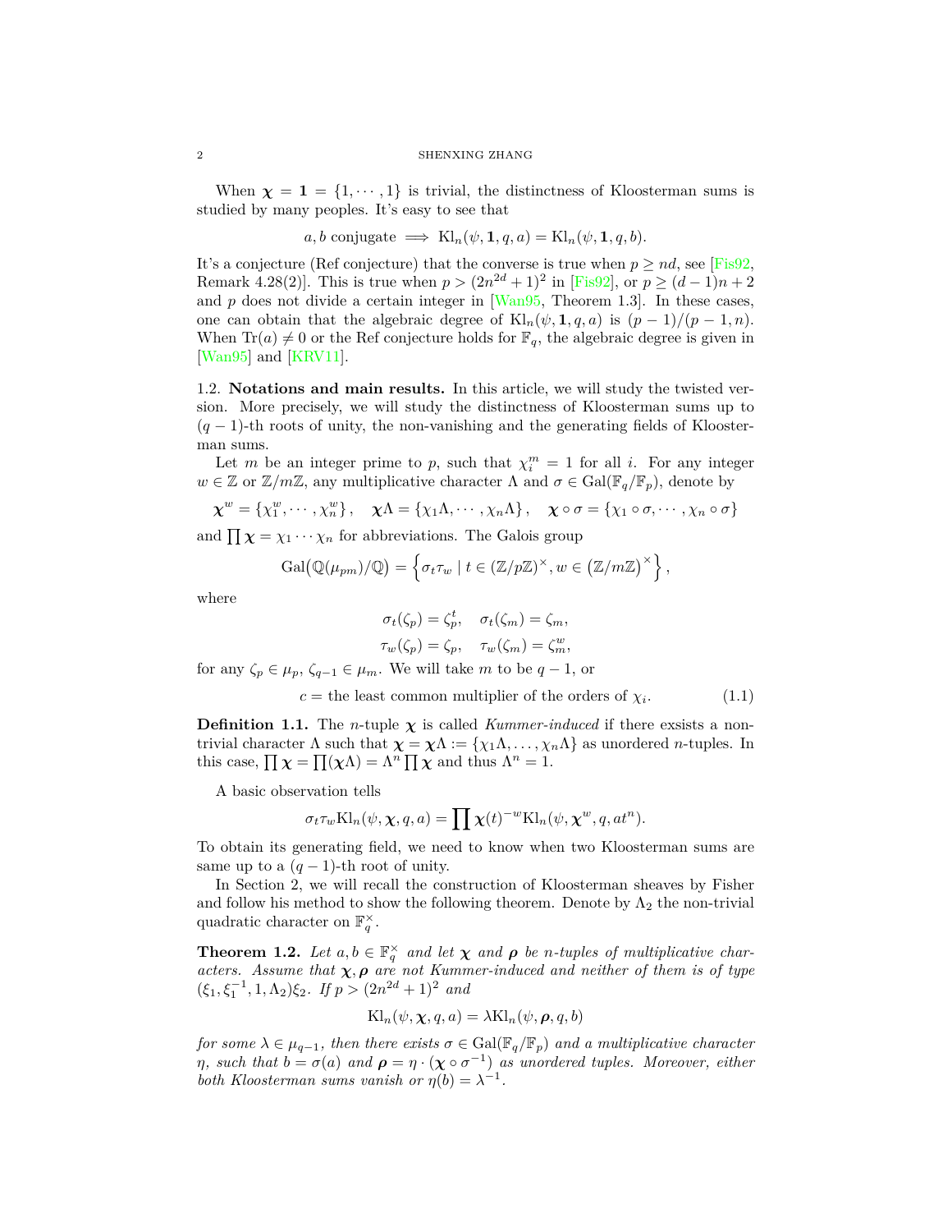When $\boldsymbol{\chi} = \mathbf{1} = \{1, \cdots, 1\}$ is trivial, the distinctness of Kloosterman sums is studied by many peoples. It's easy to see that

$$a, b \text{ conjugate} \implies \mathrm{Kl}_n(\psi, \mathbf{1}, q, a) = \mathrm{Kl}_n(\psi, \mathbf{1}, q, b).$$

It's a conjecture (Ref conjecture) that the converse is true when $p \geq nd$, see [Fis92, Remark 4.28(2)]. This is true when $p > (2n^{2d}+1)^2$ in [Fis92], or $p \geq (d-1)n+2$ and $p$ does not divide a certain integer in [Wan95, Theorem 1.3]. In these cases, one can obtain that the algebraic degree of $\mathrm{Kl}_n(\psi, \mathbf{1}, q, a)$ is $(p-1)/(p-1, n)$. When $\mathrm{Tr}(a) \neq 0$ or the Ref conjecture holds for $\mathbb{F}_q$, the algebraic degree is given in [Wan95] and [KRV11].

1.2. **Notations and main results.** In this article, we will study the twisted version. More precisely, we will study the distinctness of Kloosterman sums up to $(q-1)$-th roots of unity, the non-vanishing and the generating fields of Kloosterman sums.

Let $m$ be an integer prime to $p$, such that $\chi_i^m = 1$ for all $i$. For any integer $w \in \mathbb{Z}$ or $\mathbb{Z}/m\mathbb{Z}$, any multiplicative character $\Lambda$ and $\sigma \in \mathrm{Gal}(\mathbb{F}_q/\mathbb{F}_p)$, denote by

$$\boldsymbol{\chi}^w = \{\chi_1^w, \cdots, \chi_n^w\}, \quad \boldsymbol{\chi}\Lambda = \{\chi_1\Lambda, \cdots, \chi_n\Lambda\}, \quad \boldsymbol{\chi} \circ \sigma = \{\chi_1 \circ \sigma, \cdots, \chi_n \circ \sigma\}$$

and $\prod \boldsymbol{\chi} = \chi_1 \cdots \chi_n$ for abbreviations. The Galois group

$$\mathrm{Gal}\big(\mathbb{Q}(\mu_{pm})/\mathbb{Q}\big) = \left\{\sigma_t\tau_w \mid t \in (\mathbb{Z}/p\mathbb{Z})^\times, w \in \left(\mathbb{Z}/m\mathbb{Z}\right)^\times\right\},$$

where

$$\sigma_t(\zeta_p) = \zeta_p^t, \quad \sigma_t(\zeta_m) = \zeta_m,$$
$$\tau_w(\zeta_p) = \zeta_p, \quad \tau_w(\zeta_m) = \zeta_m^w,$$

for any $\zeta_p \in \mu_p$, $\zeta_{q-1} \in \mu_m$. We will take $m$ to be $q-1$, or

$$c = \text{the least common multiplier of the orders of } \chi_i. \tag{1.1}$$

**Definition 1.1.** The $n$-tuple $\boldsymbol{\chi}$ is called *Kummer-induced* if there exsists a non-trivial character $\Lambda$ such that $\boldsymbol{\chi} = \boldsymbol{\chi}\Lambda := \{\chi_1\Lambda, \ldots, \chi_n\Lambda\}$ as unordered $n$-tuples. In this case, $\prod \boldsymbol{\chi} = \prod(\boldsymbol{\chi}\Lambda) = \Lambda^n \prod \boldsymbol{\chi}$ and thus $\Lambda^n = 1$.

A basic observation tells

$$\sigma_t\tau_w \mathrm{Kl}_n(\psi, \boldsymbol{\chi}, q, a) = \prod \boldsymbol{\chi}(t)^{-w} \mathrm{Kl}_n(\psi, \boldsymbol{\chi}^w, q, at^n).$$

To obtain its generating field, we need to know when two Kloosterman sums are same up to a $(q-1)$-th root of unity.

In Section 2, we will recall the construction of Kloosterman sheaves by Fisher and follow his method to show the following theorem. Denote by $\Lambda_2$ the non-trivial quadratic character on $\mathbb{F}_q^\times$.

**Theorem 1.2.** *Let $a, b \in \mathbb{F}_q^\times$ and let $\boldsymbol{\chi}$ and $\boldsymbol{\rho}$ be $n$-tuples of multiplicative characters. Assume that $\boldsymbol{\chi}, \boldsymbol{\rho}$ are not Kummer-induced and neither of them is of type $(\xi_1, \xi_1^{-1}, 1, \Lambda_2)\xi_2$. If $p > (2n^{2d}+1)^2$ and*

$$\mathrm{Kl}_n(\psi, \boldsymbol{\chi}, q, a) = \lambda \mathrm{Kl}_n(\psi, \boldsymbol{\rho}, q, b)$$

*for some $\lambda \in \mu_{q-1}$, then there exists $\sigma \in \mathrm{Gal}(\mathbb{F}_q/\mathbb{F}_p)$ and a multiplicative character $\eta$, such that $b = \sigma(a)$ and $\boldsymbol{\rho} = \eta \cdot (\boldsymbol{\chi} \circ \sigma^{-1})$ as unordered tuples. Moreover, either both Kloosterman sums vanish or $\eta(b) = \lambda^{-1}$.*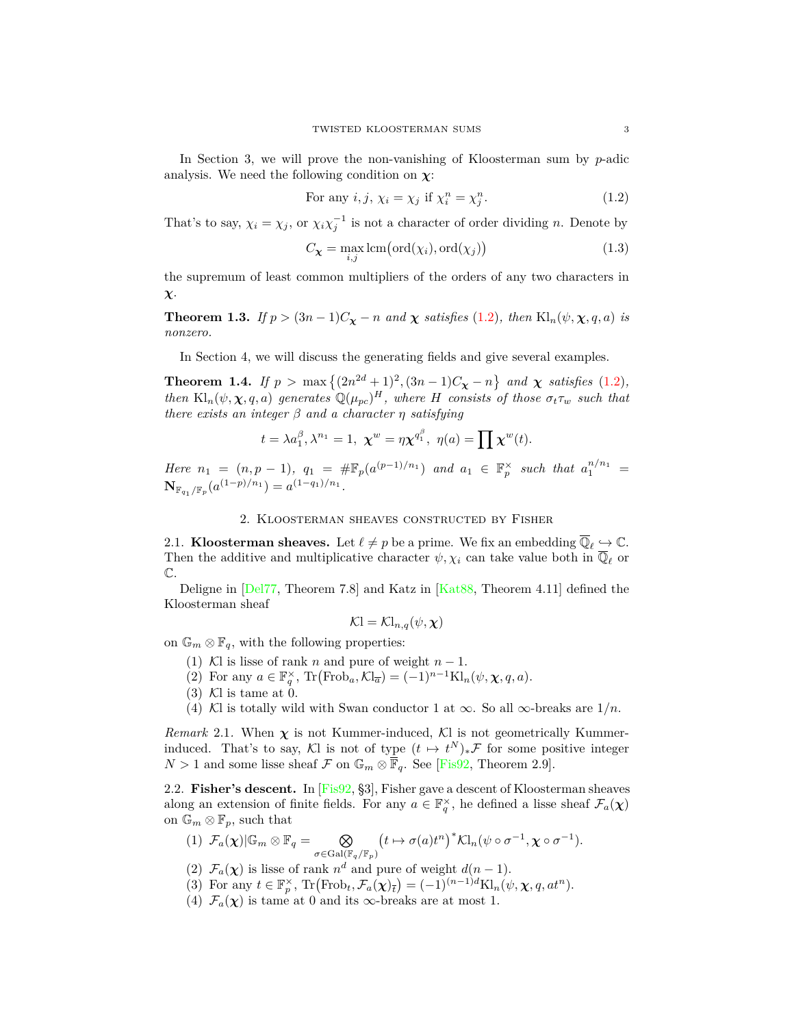In Section 3, we will prove the non-vanishing of Kloosterman sum by $p$-adic analysis. We need the following condition on $\boldsymbol{\chi}$:

$$\text{For any } i,j,\ \chi_i = \chi_j \text{ if } \chi_i^n = \chi_j^n. \tag{1.2}$$

That's to say, $\chi_i = \chi_j$, or $\chi_i\chi_j^{-1}$ is not a character of order dividing $n$. Denote by

$$C_{\boldsymbol{\chi}} = \max_{i,j} \operatorname{lcm}\big(\operatorname{ord}(\chi_i), \operatorname{ord}(\chi_j)\big) \tag{1.3}$$

the supremum of least common multipliers of the orders of any two characters in $\boldsymbol{\chi}$.

**Theorem 1.3.** *If $p > (3n-1)C_{\boldsymbol{\chi}} - n$ and $\boldsymbol{\chi}$ satisfies (1.2), then $\mathrm{Kl}_n(\psi, \boldsymbol{\chi}, q, a)$ is nonzero.*

In Section 4, we will discuss the generating fields and give several examples.

**Theorem 1.4.** *If $p > \max\big\{(2n^{2d}+1)^2, (3n-1)C_{\boldsymbol{\chi}} - n\big\}$ and $\boldsymbol{\chi}$ satisfies (1.2), then $\mathrm{Kl}_n(\psi, \boldsymbol{\chi}, q, a)$ generates $\mathbb{Q}(\mu_{pc})^H$, where $H$ consists of those $\sigma_t\tau_w$ such that there exists an integer $\beta$ and a character $\eta$ satisfying*

$$t = \lambda a_1^{\beta}, \lambda^{n_1} = 1,\ \boldsymbol{\chi}^w = \eta \boldsymbol{\chi}^{q_1^{\beta}},\ \eta(a) = \prod \boldsymbol{\chi}^w(t).$$

*Here $n_1 = (n, p-1)$, $q_1 = \#\mathbb{F}_p(a^{(p-1)/n_1})$ and $a_1 \in \mathbb{F}_p^\times$ such that $a_1^{n/n_1} = \mathbf{N}_{\mathbb{F}_{q_1}/\mathbb{F}_p}(a^{(1-p)/n_1}) = a^{(1-q_1)/n_1}$.*

## 2. Kloosterman sheaves constructed by Fisher

**2.1. Kloosterman sheaves.** Let $\ell \neq p$ be a prime. We fix an embedding $\overline{\mathbb{Q}}_\ell \hookrightarrow \mathbb{C}$. Then the additive and multiplicative character $\psi, \chi_i$ can take value both in $\overline{\mathbb{Q}}_\ell$ or $\mathbb{C}$.

Deligne in [Del77, Theorem 7.8] and Katz in [Kat88, Theorem 4.11] defined the Kloosterman sheaf

$$\mathcal{K}\mathrm{l} = \mathcal{K}\mathrm{l}_{n,q}(\psi, \boldsymbol{\chi})$$

on $\mathbb{G}_m \otimes \mathbb{F}_q$, with the following properties:

1. $\mathcal{K}\mathrm{l}$ is lisse of rank $n$ and pure of weight $n-1$.
2. For any $a \in \mathbb{F}_q^\times$, $\operatorname{Tr}\big(\mathrm{Frob}_a, \mathcal{K}\mathrm{l}_{\overline{a}}\big) = (-1)^{n-1}\mathrm{Kl}_n(\psi, \boldsymbol{\chi}, q, a)$.
3. $\mathcal{K}\mathrm{l}$ is tame at 0.
4. $\mathcal{K}\mathrm{l}$ is totally wild with Swan conductor 1 at $\infty$. So all $\infty$-breaks are $1/n$.

*Remark* 2.1. When $\boldsymbol{\chi}$ is not Kummer-induced, $\mathcal{K}\mathrm{l}$ is not geometrically Kummer-induced. That's to say, $\mathcal{K}\mathrm{l}$ is not of type $(t \mapsto t^N)_*\mathcal{F}$ for some positive integer $N > 1$ and some lisse sheaf $\mathcal{F}$ on $\mathbb{G}_m \otimes \overline{\mathbb{F}}_q$. See [Fis92, Theorem 2.9].

**2.2. Fisher's descent.** In [Fis92, §3], Fisher gave a descent of Kloosterman sheaves along an extension of finite fields. For any $a \in \mathbb{F}_q^\times$, he defined a lisse sheaf $\mathcal{F}_a(\boldsymbol{\chi})$ on $\mathbb{G}_m \otimes \mathbb{F}_p$, such that

1. $\mathcal{F}_a(\boldsymbol{\chi})|\mathbb{G}_m \otimes \mathbb{F}_q = \bigotimes_{\sigma \in \mathrm{Gal}(\mathbb{F}_q/\mathbb{F}_p)} \big(t \mapsto \sigma(a)t^n\big)^* \mathcal{K}\mathrm{l}_n(\psi \circ \sigma^{-1}, \boldsymbol{\chi} \circ \sigma^{-1})$.
2. $\mathcal{F}_a(\boldsymbol{\chi})$ is lisse of rank $n^d$ and pure of weight $d(n-1)$.
3. For any $t \in \mathbb{F}_p^\times$, $\operatorname{Tr}\big(\mathrm{Frob}_t, \mathcal{F}_a(\boldsymbol{\chi})_{\overline{t}}\big) = (-1)^{(n-1)d}\mathrm{Kl}_n(\psi, \boldsymbol{\chi}, q, at^n)$.
4. $\mathcal{F}_a(\boldsymbol{\chi})$ is tame at 0 and its $\infty$-breaks are at most 1.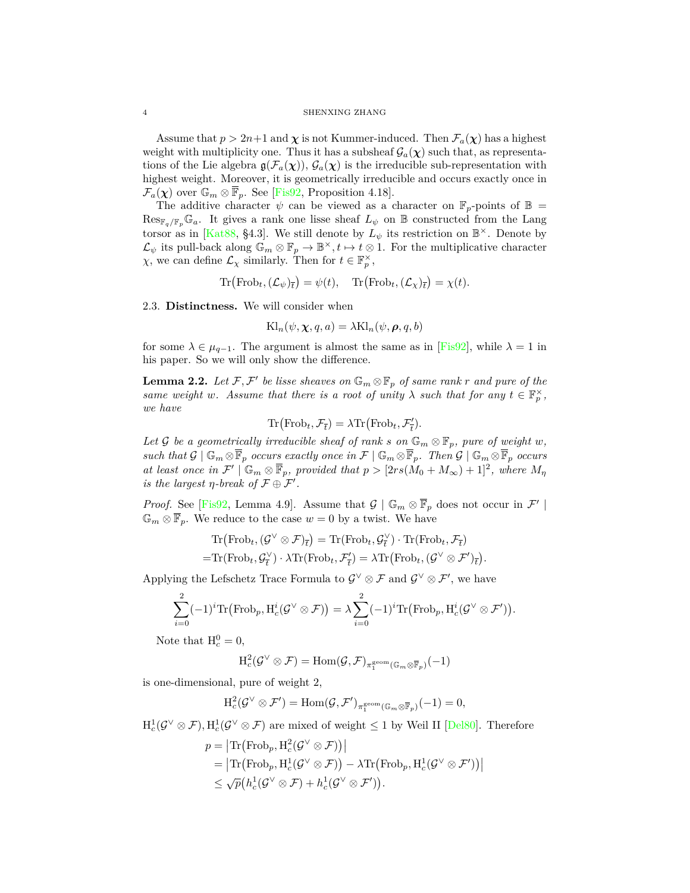Assume that $p > 2n+1$ and $\boldsymbol{\chi}$ is not Kummer-induced. Then $\mathcal{F}_a(\boldsymbol{\chi})$ has a highest weight with multiplicity one. Thus it has a subsheaf $\mathcal{G}_a(\boldsymbol{\chi})$ such that, as representations of the Lie algebra $\mathfrak{g}(\mathcal{F}_a(\boldsymbol{\chi}))$, $\mathcal{G}_a(\boldsymbol{\chi})$ is the irreducible sub-representation with highest weight. Moreover, it is geometrically irreducible and occurs exactly once in $\mathcal{F}_a(\boldsymbol{\chi})$ over $\mathbb{G}_m \otimes \overline{\mathbb{F}}_p$. See [Fis92, Proposition 4.18].

The additive character $\psi$ can be viewed as a character on $\mathbb{F}_p$-points of $\mathbb{B} = \mathrm{Res}_{\mathbb{F}_q/\mathbb{F}_p}\mathbb{G}_a$. It gives a rank one lisse sheaf $L_\psi$ on $\mathbb{B}$ constructed from the Lang torsor as in [Kat88, §4.3]. We still denote by $L_\psi$ its restriction on $\mathbb{B}^\times$. Denote by $\mathcal{L}_\psi$ its pull-back along $\mathbb{G}_m \otimes \mathbb{F}_p \to \mathbb{B}^\times, t \mapsto t \otimes 1$. For the multiplicative character $\chi$, we can define $\mathcal{L}_\chi$ similarly. Then for $t \in \mathbb{F}_p^\times$,

$$\mathrm{Tr}\big(\mathrm{Frob}_t, (\mathcal{L}_\psi)_{\overline{t}}\big) = \psi(t), \quad \mathrm{Tr}\big(\mathrm{Frob}_t, (\mathcal{L}_\chi)_{\overline{t}}\big) = \chi(t).$$

### 2.3. **Distinctness.**

We will consider when

$$\mathrm{Kl}_n(\psi, \boldsymbol{\chi}, q, a) = \lambda \mathrm{Kl}_n(\psi, \boldsymbol{\rho}, q, b)$$

for some $\lambda \in \mu_{q-1}$. The argument is almost the same as in [Fis92], while $\lambda = 1$ in his paper. So we will only show the difference.

**Lemma 2.2.** *Let $\mathcal{F}, \mathcal{F}'$ be lisse sheaves on $\mathbb{G}_m \otimes \mathbb{F}_p$ of same rank $r$ and pure of the same weight $w$. Assume that there is a root of unity $\lambda$ such that for any $t \in \mathbb{F}_p^\times$, we have*

$$\mathrm{Tr}\big(\mathrm{Frob}_t, \mathcal{F}_{\overline{t}}\big) = \lambda \mathrm{Tr}\big(\mathrm{Frob}_t, \mathcal{F}'_{\overline{t}}\big).$$

*Let $\mathcal{G}$ be a geometrically irreducible sheaf of rank $s$ on $\mathbb{G}_m \otimes \mathbb{F}_p$, pure of weight $w$, such that $\mathcal{G} \mid \mathbb{G}_m \otimes \overline{\mathbb{F}}_p$ occurs exactly once in $\mathcal{F} \mid \mathbb{G}_m \otimes \overline{\mathbb{F}}_p$. Then $\mathcal{G} \mid \mathbb{G}_m \otimes \overline{\mathbb{F}}_p$ occurs at least once in $\mathcal{F}' \mid \mathbb{G}_m \otimes \overline{\mathbb{F}}_p$, provided that $p > [2rs(M_0 + M_\infty) + 1]^2$, where $M_\eta$ is the largest $\eta$-break of $\mathcal{F} \oplus \mathcal{F}'$.*

*Proof.* See [Fis92, Lemma 4.9]. Assume that $\mathcal{G} \mid \mathbb{G}_m \otimes \overline{\mathbb{F}}_p$ does not occur in $\mathcal{F}' \mid \mathbb{G}_m \otimes \overline{\mathbb{F}}_p$. We reduce to the case $w = 0$ by a twist. We have

$$\begin{aligned}
&\mathrm{Tr}\big(\mathrm{Frob}_t, (\mathcal{G}^\vee \otimes \mathcal{F})_{\overline{t}}\big) = \mathrm{Tr}(\mathrm{Frob}_t, \mathcal{G}^\vee_{\overline{t}}) \cdot \mathrm{Tr}(\mathrm{Frob}_t, \mathcal{F}_{\overline{t}}) \\
=&\mathrm{Tr}(\mathrm{Frob}_t, \mathcal{G}^\vee_{\overline{t}}) \cdot \lambda \mathrm{Tr}(\mathrm{Frob}_t, \mathcal{F}'_{\overline{t}}) = \lambda \mathrm{Tr}\big(\mathrm{Frob}_t, (\mathcal{G}^\vee \otimes \mathcal{F}')_{\overline{t}}\big).
\end{aligned}$$

Applying the Lefschetz Trace Formula to $\mathcal{G}^\vee \otimes \mathcal{F}$ and $\mathcal{G}^\vee \otimes \mathcal{F}'$, we have

$$\sum_{i=0}^{2} (-1)^i \mathrm{Tr}\big(\mathrm{Frob}_p, \mathrm{H}^i_c(\mathcal{G}^\vee \otimes \mathcal{F})\big) = \lambda \sum_{i=0}^{2} (-1)^i \mathrm{Tr}\big(\mathrm{Frob}_p, \mathrm{H}^i_c(\mathcal{G}^\vee \otimes \mathcal{F}')\big).$$

Note that $\mathrm{H}^0_c = 0$,

$$\mathrm{H}^2_c(\mathcal{G}^\vee \otimes \mathcal{F}) = \mathrm{Hom}(\mathcal{G}, \mathcal{F})_{\pi_1^{\mathrm{geom}}(\mathbb{G}_m \otimes \overline{\mathbb{F}}_p)}(-1)$$

is one-dimensional, pure of weight 2,

$$\mathrm{H}^2_c(\mathcal{G}^\vee \otimes \mathcal{F}') = \mathrm{Hom}(\mathcal{G}, \mathcal{F}')_{\pi_1^{\mathrm{geom}}(\mathbb{G}_m \otimes \overline{\mathbb{F}}_p)}(-1) = 0,$$

$\mathrm{H}^1_c(\mathcal{G}^\vee \otimes \mathcal{F}), \mathrm{H}^1_c(\mathcal{G}^\vee \otimes \mathcal{F})$ are mixed of weight $\leq 1$ by Weil II [Del80]. Therefore

$$\begin{aligned}
p &= \big|\mathrm{Tr}\big(\mathrm{Frob}_p, \mathrm{H}^2_c(\mathcal{G}^\vee \otimes \mathcal{F})\big)\big| \\
&= \big|\mathrm{Tr}\big(\mathrm{Frob}_p, \mathrm{H}^1_c(\mathcal{G}^\vee \otimes \mathcal{F})\big) - \lambda \mathrm{Tr}\big(\mathrm{Frob}_p, \mathrm{H}^1_c(\mathcal{G}^\vee \otimes \mathcal{F}')\big)\big| \\
&\leq \sqrt{p}\big(h^1_c(\mathcal{G}^\vee \otimes \mathcal{F}) + h^1_c(\mathcal{G}^\vee \otimes \mathcal{F}')\big).
\end{aligned}$$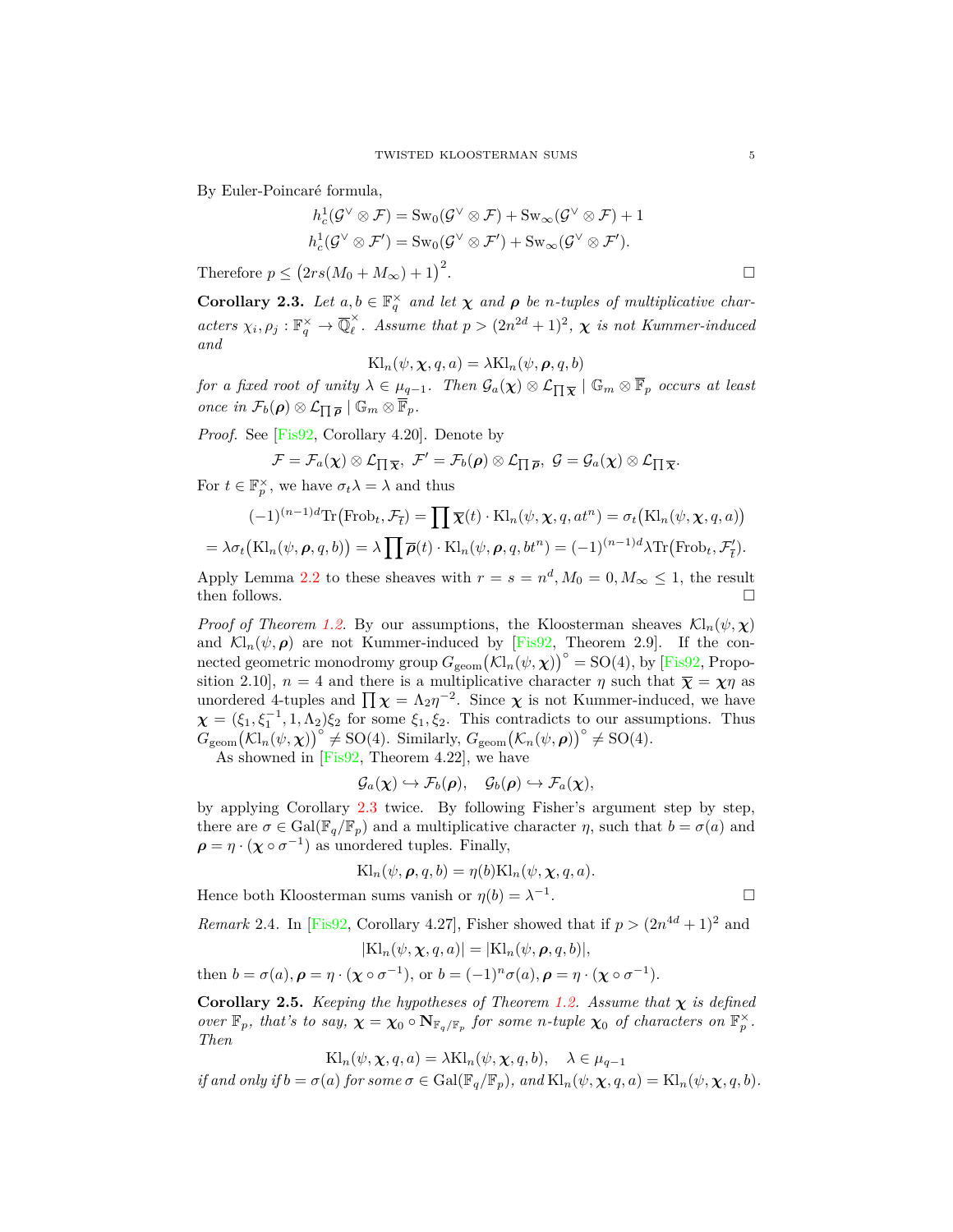By Euler-Poincaré formula,

$$h_c^1(\mathcal{G}^\vee \otimes \mathcal{F}) = \mathrm{Sw}_0(\mathcal{G}^\vee \otimes \mathcal{F}) + \mathrm{Sw}_\infty(\mathcal{G}^\vee \otimes \mathcal{F}) + 1$$
$$h_c^1(\mathcal{G}^\vee \otimes \mathcal{F}') = \mathrm{Sw}_0(\mathcal{G}^\vee \otimes \mathcal{F}') + \mathrm{Sw}_\infty(\mathcal{G}^\vee \otimes \mathcal{F}').$$

Therefore $p \leq \big(2rs(M_0 + M_\infty) + 1\big)^2$. □

**Corollary 2.3.** *Let $a, b \in \mathbb{F}_q^\times$ and let $\boldsymbol{\chi}$ and $\boldsymbol{\rho}$ be $n$-tuples of multiplicative characters $\chi_i, \rho_j : \mathbb{F}_q^\times \to \overline{\mathbb{Q}}_\ell^\times$. Assume that $p > (2n^{2d}+1)^2$, $\boldsymbol{\chi}$ is not Kummer-induced and*

$$\mathrm{Kl}_n(\psi, \boldsymbol{\chi}, q, a) = \lambda \mathrm{Kl}_n(\psi, \boldsymbol{\rho}, q, b)$$

*for a fixed root of unity $\lambda \in \mu_{q-1}$. Then $\mathcal{G}_a(\boldsymbol{\chi}) \otimes \mathcal{L}_{\prod \overline{\boldsymbol{\chi}}} \mid \mathbb{G}_m \otimes \overline{\mathbb{F}}_p$ occurs at least once in $\mathcal{F}_b(\boldsymbol{\rho}) \otimes \mathcal{L}_{\prod \overline{\boldsymbol{\rho}}} \mid \mathbb{G}_m \otimes \overline{\mathbb{F}}_p$.*

*Proof.* See [Fis92, Corollary 4.20]. Denote by

$$\mathcal{F} = \mathcal{F}_a(\boldsymbol{\chi}) \otimes \mathcal{L}_{\prod \overline{\boldsymbol{\chi}}},\ \mathcal{F}' = \mathcal{F}_b(\boldsymbol{\rho}) \otimes \mathcal{L}_{\prod \overline{\boldsymbol{\rho}}},\ \mathcal{G} = \mathcal{G}_a(\boldsymbol{\chi}) \otimes \mathcal{L}_{\prod \overline{\boldsymbol{\chi}}}.$$

For $t \in \mathbb{F}_p^\times$, we have $\sigma_t \lambda = \lambda$ and thus

$$(-1)^{(n-1)d} \mathrm{Tr}\big(\mathrm{Frob}_t, \mathcal{F}_{\overline{t}}\big) = \prod \overline{\boldsymbol{\chi}}(t) \cdot \mathrm{Kl}_n(\psi, \boldsymbol{\chi}, q, at^n) = \sigma_t\big(\mathrm{Kl}_n(\psi, \boldsymbol{\chi}, q, a)\big)$$
$$= \lambda \sigma_t\big(\mathrm{Kl}_n(\psi, \boldsymbol{\rho}, q, b)\big) = \lambda \prod \overline{\boldsymbol{\rho}}(t) \cdot \mathrm{Kl}_n(\psi, \boldsymbol{\rho}, q, bt^n) = (-1)^{(n-1)d} \lambda \mathrm{Tr}\big(\mathrm{Frob}_t, \mathcal{F}'_{\overline{t}}\big).$$

Apply Lemma 2.2 to these sheaves with $r = s = n^d, M_0 = 0, M_\infty \leq 1$, the result then follows. □

*Proof of Theorem 1.2.* By our assumptions, the Kloosterman sheaves $\mathcal{K}\mathrm{l}_n(\psi, \boldsymbol{\chi})$ and $\mathcal{K}\mathrm{l}_n(\psi, \boldsymbol{\rho})$ are not Kummer-induced by [Fis92, Theorem 2.9]. If the connected geometric monodromy group $G_{\mathrm{geom}}\big(\mathcal{K}\mathrm{l}_n(\psi, \boldsymbol{\chi})\big)^\circ = \mathrm{SO}(4)$, by [Fis92, Proposition 2.10], $n = 4$ and there is a multiplicative character $\eta$ such that $\overline{\boldsymbol{\chi}} = \boldsymbol{\chi}\eta$ as unordered 4-tuples and $\prod \boldsymbol{\chi} = \Lambda_2 \eta^{-2}$. Since $\boldsymbol{\chi}$ is not Kummer-induced, we have $\boldsymbol{\chi} = (\xi_1, \xi_1^{-1}, 1, \Lambda_2)\xi_2$ for some $\xi_1, \xi_2$. This contradicts to our assumptions. Thus $G_{\mathrm{geom}}\big(\mathcal{K}\mathrm{l}_n(\psi, \boldsymbol{\chi})\big)^\circ \neq \mathrm{SO}(4)$. Similarly, $G_{\mathrm{geom}}\big(\mathcal{K}_n(\psi, \boldsymbol{\rho})\big)^\circ \neq \mathrm{SO}(4)$.

As showned in [Fis92, Theorem 4.22], we have

$$\mathcal{G}_a(\boldsymbol{\chi}) \hookrightarrow \mathcal{F}_b(\boldsymbol{\rho}), \quad \mathcal{G}_b(\boldsymbol{\rho}) \hookrightarrow \mathcal{F}_a(\boldsymbol{\chi}),$$

by applying Corollary 2.3 twice. By following Fisher's argument step by step, there are $\sigma \in \mathrm{Gal}(\mathbb{F}_q/\mathbb{F}_p)$ and a multiplicative character $\eta$, such that $b = \sigma(a)$ and $\boldsymbol{\rho} = \eta \cdot (\boldsymbol{\chi} \circ \sigma^{-1})$ as unordered tuples. Finally,

$$\mathrm{Kl}_n(\psi, \boldsymbol{\rho}, q, b) = \eta(b) \mathrm{Kl}_n(\psi, \boldsymbol{\chi}, q, a).$$

Hence both Kloosterman sums vanish or $\eta(b) = \lambda^{-1}$. □

*Remark* 2.4. In [Fis92, Corollary 4.27], Fisher showed that if $p > (2n^{4d}+1)^2$ and

$$|\mathrm{Kl}_n(\psi, \boldsymbol{\chi}, q, a)| = |\mathrm{Kl}_n(\psi, \boldsymbol{\rho}, q, b)|,$$

then $b = \sigma(a), \boldsymbol{\rho} = \eta \cdot (\boldsymbol{\chi} \circ \sigma^{-1})$, or $b = (-1)^n \sigma(a), \boldsymbol{\rho} = \eta \cdot (\boldsymbol{\chi} \circ \sigma^{-1})$.

**Corollary 2.5.** *Keeping the hypotheses of Theorem 1.2. Assume that $\boldsymbol{\chi}$ is defined over $\mathbb{F}_p$, that's to say, $\boldsymbol{\chi} = \boldsymbol{\chi}_0 \circ \mathbf{N}_{\mathbb{F}_q/\mathbb{F}_p}$ for some $n$-tuple $\boldsymbol{\chi}_0$ of characters on $\mathbb{F}_p^\times$. Then*

$$\mathrm{Kl}_n(\psi, \boldsymbol{\chi}, q, a) = \lambda \mathrm{Kl}_n(\psi, \boldsymbol{\chi}, q, b), \quad \lambda \in \mu_{q-1}$$

*if and only if $b = \sigma(a)$ for some $\sigma \in \mathrm{Gal}(\mathbb{F}_q/\mathbb{F}_p)$, and $\mathrm{Kl}_n(\psi, \boldsymbol{\chi}, q, a) = \mathrm{Kl}_n(\psi, \boldsymbol{\chi}, q, b)$.*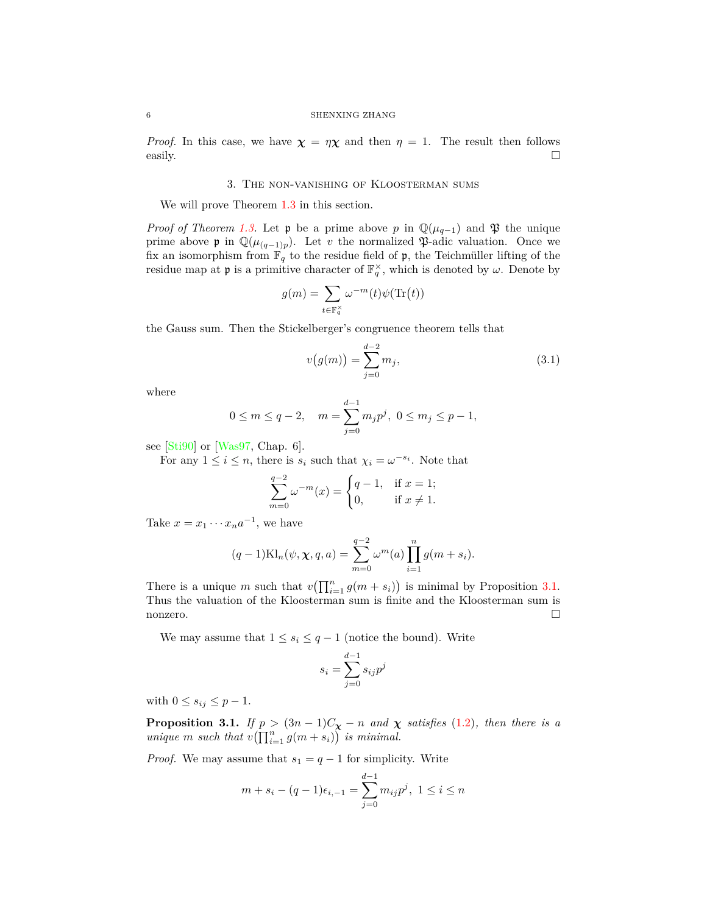*Proof.* In this case, we have $\boldsymbol{\chi} = \eta\boldsymbol{\chi}$ and then $\eta = 1$. The result then follows easily. $\square$

## 3. The non-vanishing of Kloosterman sums

We will prove Theorem 1.3 in this section.

*Proof of Theorem 1.3.* Let $\mathfrak{p}$ be a prime above $p$ in $\mathbb{Q}(\mu_{q-1})$ and $\mathfrak{P}$ the unique prime above $\mathfrak{p}$ in $\mathbb{Q}(\mu_{(q-1)p})$. Let $v$ the normalized $\mathfrak{P}$-adic valuation. Once we fix an isomorphism from $\mathbb{F}_q$ to the residue field of $\mathfrak{p}$, the Teichmüller lifting of the residue map at $\mathfrak{p}$ is a primitive character of $\mathbb{F}_q^\times$, which is denoted by $\omega$. Denote by

$$g(m) = \sum_{t \in \mathbb{F}_q^\times} \omega^{-m}(t)\psi(\mathrm{Tr}(t))$$

the Gauss sum. Then the Stickelberger's congruence theorem tells that

$$v\big(g(m)\big) = \sum_{j=0}^{d-2} m_j, \tag{3.1}$$

where

$$0 \le m \le q-2, \quad m = \sum_{j=0}^{d-1} m_j p^j,\ 0 \le m_j \le p-1,$$

see [Sti90] or [Was97, Chap. 6].

For any $1 \le i \le n$, there is $s_i$ such that $\chi_i = \omega^{-s_i}$. Note that

$$\sum_{m=0}^{q-2} \omega^{-m}(x) = \begin{cases} q-1, & \text{if } x = 1; \\ 0, & \text{if } x \neq 1. \end{cases}$$

Take $x = x_1 \cdots x_n a^{-1}$, we have

$$(q-1)\mathrm{Kl}_n(\psi, \boldsymbol{\chi}, q, a) = \sum_{m=0}^{q-2} \omega^m(a) \prod_{i=1}^{n} g(m + s_i).$$

There is a unique $m$ such that $v\big(\prod_{i=1}^n g(m+s_i)\big)$ is minimal by Proposition 3.1. Thus the valuation of the Kloosterman sum is finite and the Kloosterman sum is nonzero. $\square$

We may assume that $1 \le s_i \le q-1$ (notice the bound). Write

$$s_i = \sum_{j=0}^{d-1} s_{ij} p^j$$

with $0 \le s_{ij} \le p-1$.

**Proposition 3.1.** *If $p > (3n-1)C_{\boldsymbol{\chi}} - n$ and $\boldsymbol{\chi}$ satisfies (1.2), then there is a unique $m$ such that $v\big(\prod_{i=1}^n g(m+s_i)\big)$ is minimal.*

*Proof.* We may assume that $s_1 = q-1$ for simplicity. Write

$$m + s_i - (q-1)\epsilon_{i,-1} = \sum_{j=0}^{d-1} m_{ij} p^j,\ 1 \le i \le n$$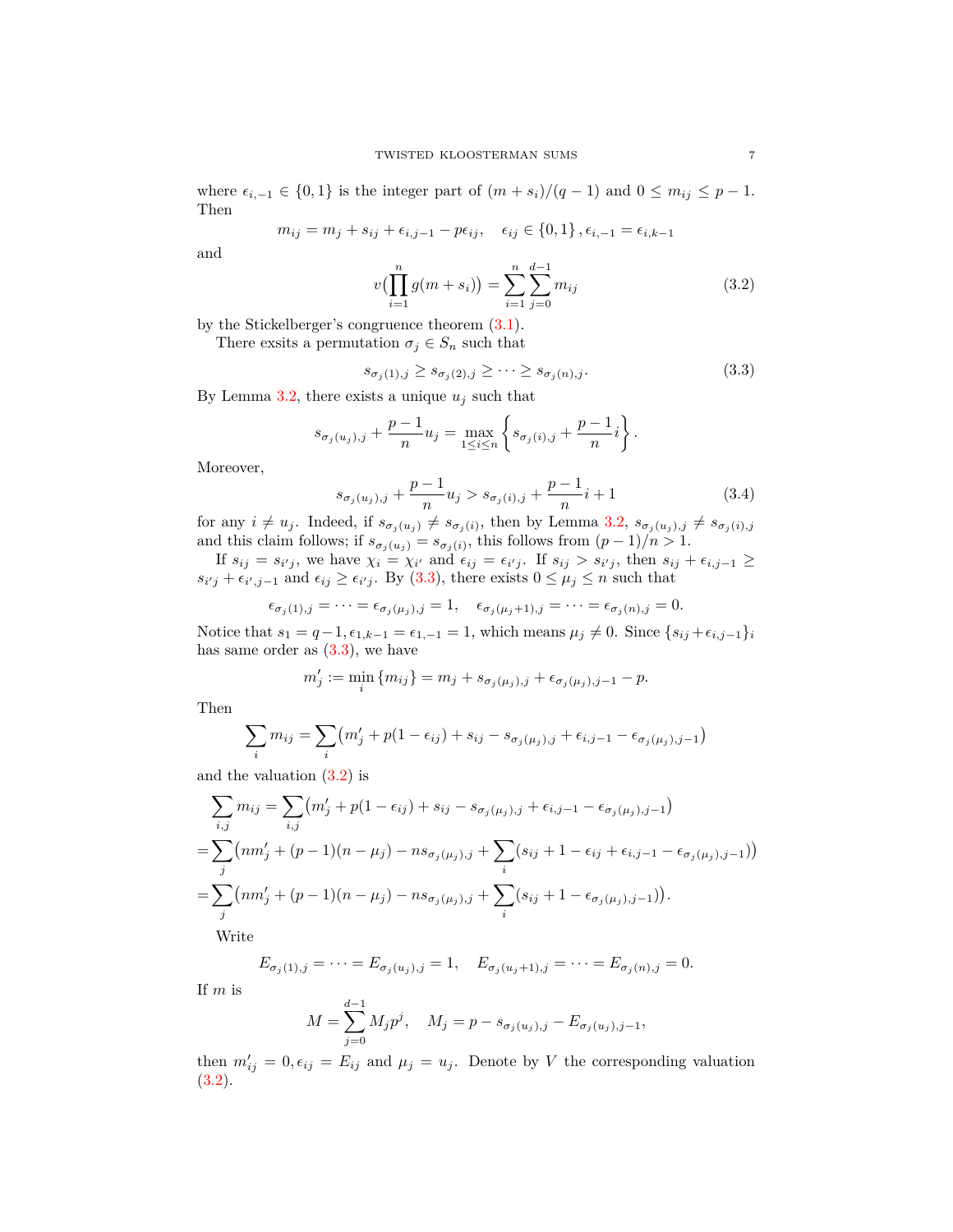where $\epsilon_{i,-1} \in \{0,1\}$ is the integer part of $(m+s_i)/(q-1)$ and $0 \le m_{ij} \le p-1$. Then

$$m_{ij} = m_j + s_{ij} + \epsilon_{i,j-1} - p\epsilon_{ij}, \quad \epsilon_{ij} \in \{0,1\}, \epsilon_{i,-1} = \epsilon_{i,k-1}$$

and

$$v\Big(\prod_{i=1}^{n} g(m+s_i)\Big) = \sum_{i=1}^{n}\sum_{j=0}^{d-1} m_{ij} \tag{3.2}$$

by the Stickelberger's congruence theorem (3.1).

There exsits a permutation $\sigma_j \in S_n$ such that

$$s_{\sigma_j(1),j} \ge s_{\sigma_j(2),j} \ge \cdots \ge s_{\sigma_j(n),j}. \tag{3.3}$$

By Lemma 3.2, there exists a unique $u_j$ such that

$$s_{\sigma_j(u_j),j} + \frac{p-1}{n}u_j = \max_{1\le i\le n}\left\{s_{\sigma_j(i),j} + \frac{p-1}{n}i\right\}.$$

Moreover,

$$s_{\sigma_j(u_j),j} + \frac{p-1}{n}u_j > s_{\sigma_j(i),j} + \frac{p-1}{n}i + 1 \tag{3.4}$$

for any $i \ne u_j$. Indeed, if $s_{\sigma_j(u_j)} \ne s_{\sigma_j(i)}$, then by Lemma 3.2, $s_{\sigma_j(u_j),j} \ne s_{\sigma_j(i),j}$ and this claim follows; if $s_{\sigma_j(u_j)} = s_{\sigma_j(i)}$, this follows from $(p-1)/n > 1$.

If $s_{ij} = s_{i'j}$, we have $\chi_i = \chi_{i'}$ and $\epsilon_{ij} = \epsilon_{i'j}$. If $s_{ij} > s_{i'j}$, then $s_{ij} + \epsilon_{i,j-1} \ge s_{i'j} + \epsilon_{i',j-1}$ and $\epsilon_{ij} \ge \epsilon_{i'j}$. By (3.3), there exists $0 \le \mu_j \le n$ such that

$$\epsilon_{\sigma_j(1),j} = \cdots = \epsilon_{\sigma_j(\mu_j),j} = 1, \quad \epsilon_{\sigma_j(\mu_j+1),j} = \cdots = \epsilon_{\sigma_j(n),j} = 0.$$

Notice that $s_1 = q-1, \epsilon_{1,k-1} = \epsilon_{1,-1} = 1$, which means $\mu_j \ne 0$. Since $\{s_{ij} + \epsilon_{i,j-1}\}_i$ has same order as (3.3), we have

$$m'_j := \min_i \{m_{ij}\} = m_j + s_{\sigma_j(\mu_j),j} + \epsilon_{\sigma_j(\mu_j),j-1} - p.$$

Then

$$\sum_i m_{ij} = \sum_i \big(m'_j + p(1-\epsilon_{ij}) + s_{ij} - s_{\sigma_j(\mu_j),j} + \epsilon_{i,j-1} - \epsilon_{\sigma_j(\mu_j),j-1}\big)$$

and the valuation (3.2) is

$$\begin{aligned}
\sum_{i,j} m_{ij} &= \sum_{i,j}\big(m'_j + p(1-\epsilon_{ij}) + s_{ij} - s_{\sigma_j(\mu_j),j} + \epsilon_{i,j-1} - \epsilon_{\sigma_j(\mu_j),j-1}\big) \\
&= \sum_j \Big(nm'_j + (p-1)(n-\mu_j) - ns_{\sigma_j(\mu_j),j} + \sum_i \big(s_{ij} + 1 - \epsilon_{ij} + \epsilon_{i,j-1} - \epsilon_{\sigma_j(\mu_j),j-1}\big)\Big) \\
&= \sum_j \Big(nm'_j + (p-1)(n-\mu_j) - ns_{\sigma_j(\mu_j),j} + \sum_i \big(s_{ij} + 1 - \epsilon_{\sigma_j(\mu_j),j-1}\big)\Big).
\end{aligned}$$

Write

$$E_{\sigma_j(1),j} = \cdots = E_{\sigma_j(u_j),j} = 1, \quad E_{\sigma_j(u_j+1),j} = \cdots = E_{\sigma_j(n),j} = 0.$$

If $m$ is

$$M = \sum_{j=0}^{d-1} M_j p^j, \quad M_j = p - s_{\sigma_j(u_j),j} - E_{\sigma_j(u_j),j-1},$$

then $m'_{ij} = 0, \epsilon_{ij} = E_{ij}$ and $\mu_j = u_j$. Denote by $V$ the corresponding valuation (3.2).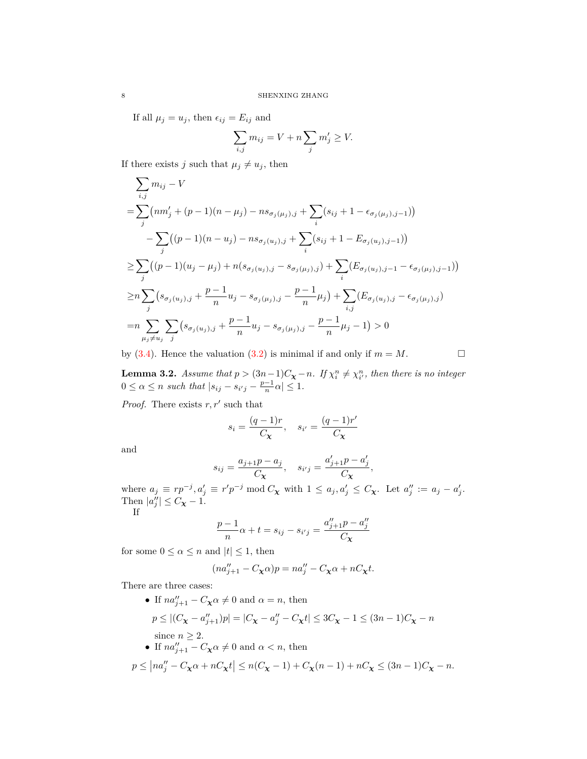If all $\mu_j = u_j$, then $\epsilon_{ij} = E_{ij}$ and

$$\sum_{i,j} m_{ij} = V + n\sum_j m'_j \geq V.$$

If there exists $j$ such that $\mu_j \neq u_j$, then

$$\begin{aligned}
&\sum_{i,j} m_{ij} - V \\
=&\sum_j \big(nm'_j + (p-1)(n-\mu_j) - ns_{\sigma_j(\mu_j),j} + \sum_i (s_{ij} + 1 - \epsilon_{\sigma_j(\mu_j),j-1})\big) \\
&\quad - \sum_j \big((p-1)(n-u_j) - ns_{\sigma_j(u_j),j} + \sum_i (s_{ij} + 1 - E_{\sigma_j(u_j),j-1})\big) \\
\geq&\sum_j \big((p-1)(u_j - \mu_j) + n(s_{\sigma_j(u_j),j} - s_{\sigma_j(\mu_j),j}) + \sum_i (E_{\sigma_j(u_j),j-1} - \epsilon_{\sigma_j(\mu_j),j-1})\big) \\
\geq& n\sum_j \big(s_{\sigma_j(u_j),j} + \frac{p-1}{n}u_j - s_{\sigma_j(\mu_j),j} - \frac{p-1}{n}\mu_j\big) + \sum_{i,j}(E_{\sigma_j(u_j),j} - \epsilon_{\sigma_j(\mu_j),j}) \\
=& n\sum_{\mu_j \neq u_j}\sum_j \big(s_{\sigma_j(u_j),j} + \frac{p-1}{n}u_j - s_{\sigma_j(\mu_j),j} - \frac{p-1}{n}\mu_j - 1\big) > 0
\end{aligned}$$

by (3.4). Hence the valuation (3.2) is minimal if and only if $m = M$. $\square$

**Lemma 3.2.** *Assume that $p > (3n-1)C_{\boldsymbol{\chi}} - n$. If $\chi_i^n \neq \chi_{i'}^n$, then there is no integer $0 \leq \alpha \leq n$ such that $|s_{ij} - s_{i'j} - \frac{p-1}{n}\alpha| \leq 1$.*

*Proof.* There exists $r, r'$ such that

$$s_i = \frac{(q-1)r}{C_{\boldsymbol{\chi}}}, \quad s_{i'} = \frac{(q-1)r'}{C_{\boldsymbol{\chi}}}$$

and

$$s_{ij} = \frac{a_{j+1}p - a_j}{C_{\boldsymbol{\chi}}}, \quad s_{i'j} = \frac{a'_{j+1}p - a'_j}{C_{\boldsymbol{\chi}}},$$

where $a_j \equiv rp^{-j}, a'_j \equiv r'p^{-j} \bmod C_{\boldsymbol{\chi}}$ with $1 \leq a_j, a'_j \leq C_{\boldsymbol{\chi}}$. Let $a''_j := a_j - a'_j$. Then $|a''_j| \leq C_{\boldsymbol{\chi}} - 1$.

If

$$\frac{p-1}{n}\alpha + t = s_{ij} - s_{i'j} = \frac{a''_{j+1}p - a''_j}{C_{\boldsymbol{\chi}}}$$

for some $0 \leq \alpha \leq n$ and $|t| \leq 1$, then

$$(na''_{j+1} - C_{\boldsymbol{\chi}}\alpha)p = na''_j - C_{\boldsymbol{\chi}}\alpha + nC_{\boldsymbol{\chi}}t.$$

There are three cases:

- If $na''_{j+1} - C_{\boldsymbol{\chi}}\alpha \neq 0$ and $\alpha = n$, then
$$p \leq |(C_{\boldsymbol{\chi}} - a''_{j+1})p| = |C_{\boldsymbol{\chi}} - a''_j - C_{\boldsymbol{\chi}}t| \leq 3C_{\boldsymbol{\chi}} - 1 \leq (3n-1)C_{\boldsymbol{\chi}} - n$$
since $n \geq 2$.
- If $na''_{j+1} - C_{\boldsymbol{\chi}}\alpha \neq 0$ and $\alpha < n$, then

$$p \leq \left|na''_j - C_{\boldsymbol{\chi}}\alpha + nC_{\boldsymbol{\chi}}t\right| \leq n(C_{\boldsymbol{\chi}} - 1) + C_{\boldsymbol{\chi}}(n-1) + nC_{\boldsymbol{\chi}} \leq (3n-1)C_{\boldsymbol{\chi}} - n.$$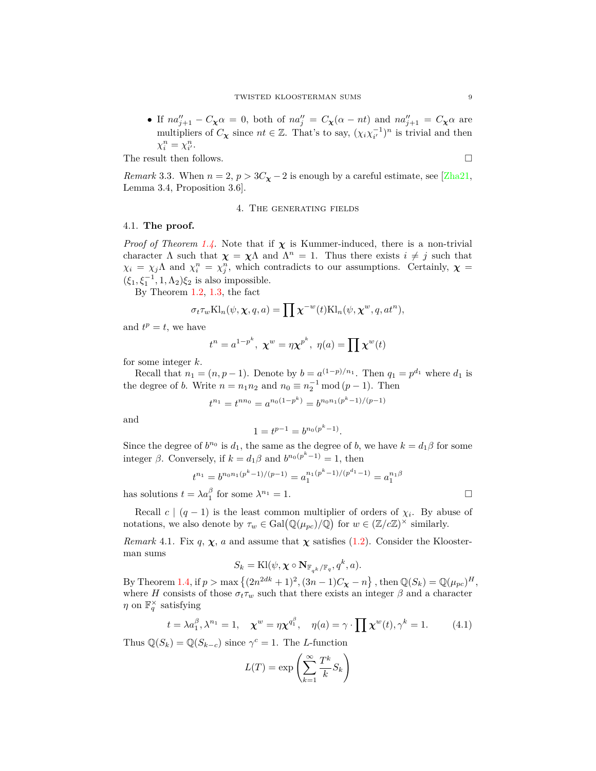- If $na''_{j+1} - C_{\boldsymbol{\chi}}\alpha = 0$, both of $na''_j = C_{\boldsymbol{\chi}}(\alpha - nt)$ and $na''_{j+1} = C_{\boldsymbol{\chi}}\alpha$ are multipliers of $C_{\boldsymbol{\chi}}$ since $nt \in \mathbb{Z}$. That's to say, $(\chi_i\chi_{i'}^{-1})^n$ is trivial and then $\chi_i^n = \chi_{i'}^n$.

The result then follows. □

*Remark* 3.3. When $n = 2$, $p > 3C_{\boldsymbol{\chi}} - 2$ is enough by a careful estimate, see [Zha21, Lemma 3.4, Proposition 3.6].

## 4. The generating fields

### 4.1. The proof.

*Proof of Theorem 1.4.* Note that if $\boldsymbol{\chi}$ is Kummer-induced, there is a non-trivial character $\Lambda$ such that $\boldsymbol{\chi} = \boldsymbol{\chi}\Lambda$ and $\Lambda^n = 1$. Thus there exists $i \neq j$ such that $\chi_i = \chi_j\Lambda$ and $\chi_i^n = \chi_j^n$, which contradicts to our assumptions. Certainly, $\boldsymbol{\chi} = (\xi_1, \xi_1^{-1}, 1, \Lambda_2)\xi_2$ is also impossible.

By Theorem 1.2, 1.3, the fact

$$\sigma_t\tau_w \mathrm{Kl}_n(\psi, \boldsymbol{\chi}, q, a) = \prod \boldsymbol{\chi}^{-w}(t)\mathrm{Kl}_n(\psi, \boldsymbol{\chi}^w, q, at^n),$$

and $t^p = t$, we have

$$t^n = a^{1-p^k},\ \boldsymbol{\chi}^w = \eta\boldsymbol{\chi}^{p^k},\ \eta(a) = \prod \boldsymbol{\chi}^w(t)$$

for some integer $k$.

Recall that $n_1 = (n, p-1)$. Denote by $b = a^{(1-p)/n_1}$. Then $q_1 = p^{d_1}$ where $d_1$ is the degree of $b$. Write $n = n_1n_2$ and $n_0 \equiv n_2^{-1} \bmod (p-1)$. Then

$$t^{n_1} = t^{nn_0} = a^{n_0(1-p^k)} = b^{n_0n_1(p^k-1)/(p-1)}$$

and

$$1 = t^{p-1} = b^{n_0(p^k-1)}.$$

Since the degree of $b^{n_0}$ is $d_1$, the same as the degree of $b$, we have $k = d_1\beta$ for some integer $\beta$. Conversely, if $k = d_1\beta$ and $b^{n_0(p^k-1)} = 1$, then

$$t^{n_1} = b^{n_0n_1(p^k-1)/(p-1)} = a_1^{n_1(p^k-1)/(p^{d_1}-1)} = a_1^{n_1\beta}$$

has solutions $t = \lambda a_1^\beta$ for some $\lambda^{n_1} = 1$. □

Recall $c \mid (q-1)$ is the least common multiplier of orders of $\chi_i$. By abuse of notations, we also denote by $\tau_w \in \mathrm{Gal}\big(\mathbb{Q}(\mu_{pc})/\mathbb{Q}\big)$ for $w \in (\mathbb{Z}/c\mathbb{Z})^\times$ similarly.

*Remark* 4.1. Fix $q$, $\boldsymbol{\chi}$, $a$ and assume that $\boldsymbol{\chi}$ satisfies (1.2). Consider the Kloosterman sums

$$S_k = \mathrm{Kl}(\psi, \boldsymbol{\chi} \circ \mathbf{N}_{\mathbb{F}_{q^k}/\mathbb{F}_q}, q^k, a).$$

By Theorem 1.4, if $p > \max\left\{(2n^{2dk}+1)^2, (3n-1)C_{\boldsymbol{\chi}} - n\right\}$, then $\mathbb{Q}(S_k) = \mathbb{Q}(\mu_{pc})^H$, where $H$ consists of those $\sigma_t\tau_w$ such that there exists an integer $\beta$ and a character $\eta$ on $\mathbb{F}_q^\times$ satisfying

$$t = \lambda a_1^\beta, \lambda^{n_1} = 1, \quad \boldsymbol{\chi}^w = \eta\boldsymbol{\chi}^{q_1^\beta}, \quad \eta(a) = \gamma \cdot \prod \boldsymbol{\chi}^w(t), \gamma^k = 1. \tag{4.1}$$

Thus $\mathbb{Q}(S_k) = \mathbb{Q}(S_{k-c})$ since $\gamma^c = 1$. The $L$-function

$$L(T) = \exp\left(\sum_{k=1}^{\infty} \frac{T^k}{k} S_k\right)$$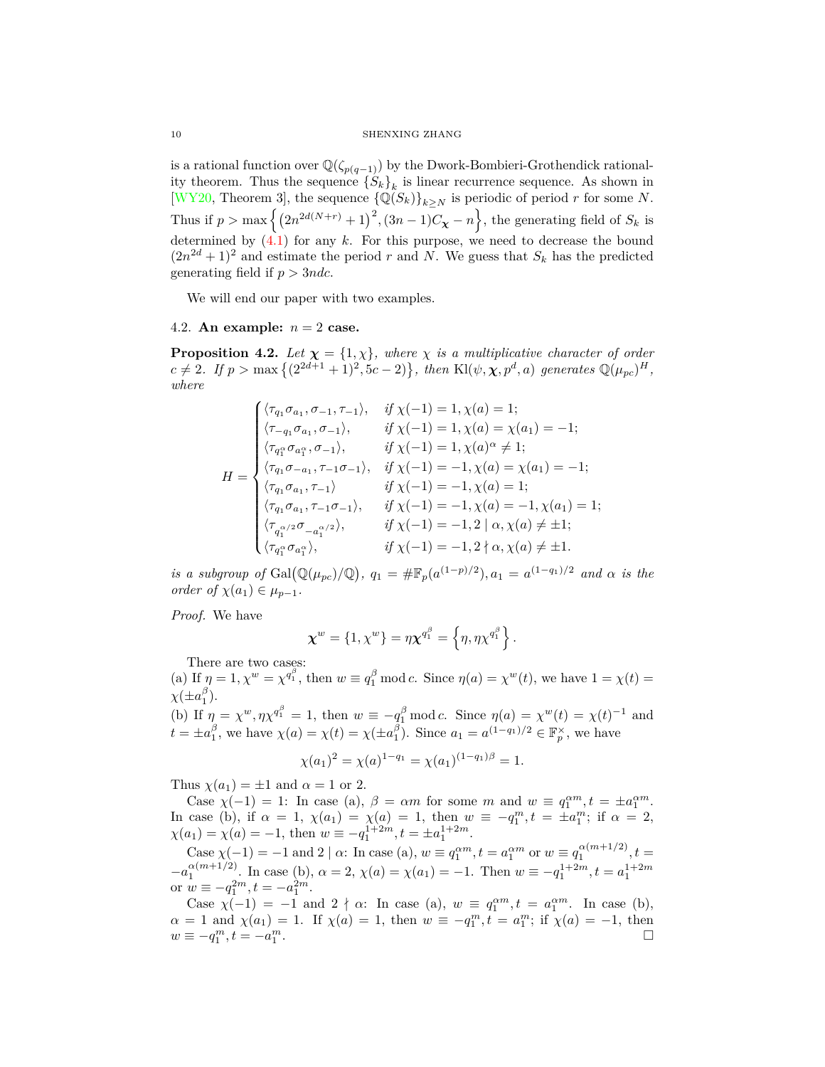is a rational function over $\mathbb{Q}(\zeta_{p(q-1)})$ by the Dwork-Bombieri-Grothendieck rationality theorem. Thus the sequence $\{S_k\}_k$ is linear recurrence sequence. As shown in [WY20, Theorem 3], the sequence $\{\mathbb{Q}(S_k)\}_{k\geq N}$ is periodic of period $r$ for some $N$. Thus if $p > \max\left\{\left(2n^{2d(N+r)}+1\right)^2, (3n-1)C_{\boldsymbol{\chi}} - n\right\}$, the generating field of $S_k$ is determined by (4.1) for any $k$. For this purpose, we need to decrease the bound $(2n^{2d}+1)^2$ and estimate the period $r$ and $N$. We guess that $S_k$ has the predicted generating field if $p > 3ndc$.

We will end our paper with two examples.

### 4.2. An example: $n = 2$ case.

**Proposition 4.2.** *Let $\boldsymbol{\chi} = \{1, \chi\}$, where $\chi$ is a multiplicative character of order $c \neq 2$. If $p > \max\left\{(2^{2d+1}+1)^2, 5c-2\right\}$, then $\mathrm{Kl}(\psi, \boldsymbol{\chi}, p^d, a)$ generates $\mathbb{Q}(\mu_{pc})^H$, where*

$$H = \begin{cases} \langle \tau_{q_1}\sigma_{a_1}, \sigma_{-1}, \tau_{-1}\rangle, & \text{if } \chi(-1)=1, \chi(a)=1;\\ \langle \tau_{-q_1}\sigma_{a_1}, \sigma_{-1}\rangle, & \text{if } \chi(-1)=1, \chi(a)=\chi(a_1)=-1;\\ \langle \tau_{q_1^\alpha}\sigma_{a_1^\alpha}, \sigma_{-1}\rangle, & \text{if } \chi(-1)=1, \chi(a)^\alpha \neq 1;\\ \langle \tau_{q_1}\sigma_{-a_1}, \tau_{-1}\sigma_{-1}\rangle, & \text{if } \chi(-1)=-1, \chi(a)=\chi(a_1)=-1;\\ \langle \tau_{q_1}\sigma_{a_1}, \tau_{-1}\rangle & \text{if } \chi(-1)=-1, \chi(a)=1;\\ \langle \tau_{q_1}\sigma_{a_1}, \tau_{-1}\sigma_{-1}\rangle, & \text{if } \chi(-1)=-1, \chi(a)=-1, \chi(a_1)=1;\\ \langle \tau_{q_1^{\alpha/2}}\sigma_{-a_1^{\alpha/2}}\rangle, & \text{if } \chi(-1)=-1, 2\mid\alpha, \chi(a)\neq\pm1;\\ \langle \tau_{q_1^\alpha}\sigma_{a_1^\alpha}\rangle, & \text{if } \chi(-1)=-1, 2\nmid\alpha, \chi(a)\neq\pm1. \end{cases}$$

*is a subgroup of $\mathrm{Gal}\big(\mathbb{Q}(\mu_{pc})/\mathbb{Q}\big)$, $q_1 = \#\mathbb{F}_p(a^{(1-p)/2}), a_1 = a^{(1-q_1)/2}$ and $\alpha$ is the order of $\chi(a_1) \in \mu_{p-1}$.*

*Proof.* We have

$$\boldsymbol{\chi}^w = \{1, \chi^w\} = \eta\boldsymbol{\chi}^{q_1^\beta} = \left\{\eta, \eta\chi^{q_1^\beta}\right\}.$$

There are two cases:
(a) If $\eta = 1, \chi^w = \chi^{q_1^\beta}$, then $w \equiv q_1^\beta \bmod c$. Since $\eta(a) = \chi^w(t)$, we have $1 = \chi(t) = \chi(\pm a_1^\beta)$.
(b) If $\eta = \chi^w, \eta\chi^{q_1^\beta} = 1$, then $w \equiv -q_1^\beta \bmod c$. Since $\eta(a) = \chi^w(t) = \chi(t)^{-1}$ and $t = \pm a_1^\beta$, we have $\chi(a) = \chi(t) = \chi(\pm a_1^\beta)$. Since $a_1 = a^{(1-q_1)/2} \in \mathbb{F}_p^\times$, we have

$$\chi(a_1)^2 = \chi(a)^{1-q_1} = \chi(a_1)^{(1-q_1)\beta} = 1.$$

Thus $\chi(a_1) = \pm 1$ and $\alpha = 1$ or $2$.

Case $\chi(-1) = 1$: In case (a), $\beta = \alpha m$ for some $m$ and $w \equiv q_1^{\alpha m}, t = \pm a_1^{\alpha m}$. In case (b), if $\alpha = 1$, $\chi(a_1) = \chi(a) = 1$, then $w \equiv -q_1^m, t = \pm a_1^m$; if $\alpha = 2$, $\chi(a_1) = \chi(a) = -1$, then $w \equiv -q_1^{1+2m}, t = \pm a_1^{1+2m}$.

Case $\chi(-1) = -1$ and $2 \mid \alpha$: In case (a), $w \equiv q_1^{\alpha m}, t = a_1^{\alpha m}$ or $w \equiv q_1^{\alpha(m+1/2)}, t = -a_1^{\alpha(m+1/2)}$. In case (b), $\alpha = 2$, $\chi(a) = \chi(a_1) = -1$. Then $w \equiv -q_1^{1+2m}, t = a_1^{1+2m}$ or $w \equiv -q_1^{2m}, t = -a_1^{2m}$.

Case $\chi(-1) = -1$ and $2 \nmid \alpha$: In case (a), $w \equiv q_1^{\alpha m}, t = a_1^{\alpha m}$. In case (b), $\alpha = 1$ and $\chi(a_1) = 1$. If $\chi(a) = 1$, then $w \equiv -q_1^m, t = a_1^m$; if $\chi(a) = -1$, then $w \equiv -q_1^m, t = -a_1^m$. $\square$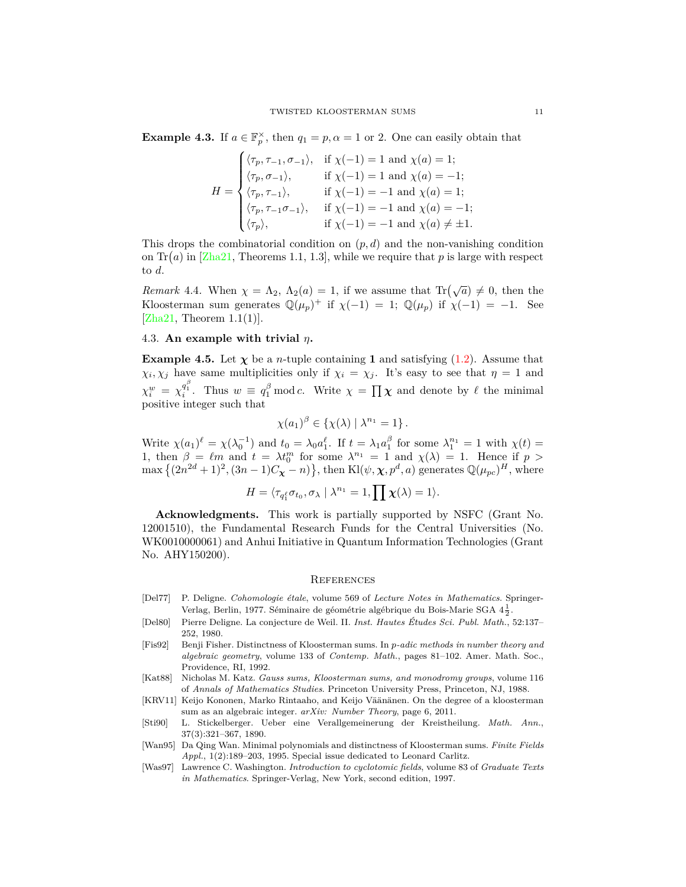**Example 4.3.** If $a \in \mathbb{F}_p^\times$, then $q_1 = p, \alpha = 1$ or $2$. One can easily obtain that

$$H = \begin{cases} \langle \tau_p, \tau_{-1}, \sigma_{-1} \rangle, & \text{if } \chi(-1) = 1 \text{ and } \chi(a) = 1; \\ \langle \tau_p, \sigma_{-1} \rangle, & \text{if } \chi(-1) = 1 \text{ and } \chi(a) = -1; \\ \langle \tau_p, \tau_{-1} \rangle, & \text{if } \chi(-1) = -1 \text{ and } \chi(a) = 1; \\ \langle \tau_p, \tau_{-1}\sigma_{-1} \rangle, & \text{if } \chi(-1) = -1 \text{ and } \chi(a) = -1; \\ \langle \tau_p \rangle, & \text{if } \chi(-1) = -1 \text{ and } \chi(a) \neq \pm 1. \end{cases}$$

This drops the combinatorial condition on $(p, d)$ and the non-vanishing condition on $\mathrm{Tr}(a)$ in [Zha21, Theorems 1.1, 1.3], while we require that $p$ is large with respect to $d$.

*Remark* 4.4. When $\chi = \Lambda_2$, $\Lambda_2(a) = 1$, if we assume that $\mathrm{Tr}(\sqrt{a}) \neq 0$, then the Kloosterman sum generates $\mathbb{Q}(\mu_p)^+$ if $\chi(-1) = 1$; $\mathbb{Q}(\mu_p)$ if $\chi(-1) = -1$. See [Zha21, Theorem 1.1(1)].

### 4.3. An example with trivial $\eta$.

**Example 4.5.** Let $\boldsymbol{\chi}$ be a $n$-tuple containing $\mathbf{1}$ and satisfying (1.2). Assume that $\chi_i, \chi_j$ have same multiplicities only if $\chi_i = \chi_j$. It's easy to see that $\eta = 1$ and $\chi_i^w = \chi_i^{q_1^\beta}$. Thus $w \equiv q_1^\beta \bmod c$. Write $\chi = \prod \boldsymbol{\chi}$ and denote by $\ell$ the minimal positive integer such that

$$\chi(a_1)^\beta \in \{\chi(\lambda) \mid \lambda^{n_1} = 1\}.$$

Write $\chi(a_1)^\ell = \chi(\lambda_0^{-1})$ and $t_0 = \lambda_0 a_1^\ell$. If $t = \lambda_1 a_1^\beta$ for some $\lambda_1^{n_1} = 1$ with $\chi(t) = 1$, then $\beta = \ell m$ and $t = \lambda t_0^m$ for some $\lambda^{n_1} = 1$ and $\chi(\lambda) = 1$. Hence if $p > \max\{(2n^{2d}+1)^2, (3n-1)C_{\boldsymbol{\chi}} - n)\}$, then $\mathrm{Kl}(\psi, \boldsymbol{\chi}, p^d, a)$ generates $\mathbb{Q}(\mu_{pc})^H$, where

$$H = \langle \tau_{q_1^\ell} \sigma_{t_0}, \sigma_\lambda \mid \lambda^{n_1} = 1, \prod \boldsymbol{\chi}(\lambda) = 1 \rangle.$$

**Acknowledgments.** This work is partially supported by NSFC (Grant No. 12001510), the Fundamental Research Funds for the Central Universities (No. WK0010000061) and Anhui Initiative in Quantum Information Technologies (Grant No. AHY150200).

## References

[Del77] P. Deligne. *Cohomologie étale*, volume 569 of *Lecture Notes in Mathematics*. Springer-Verlag, Berlin, 1977. Séminaire de géométrie algébrique du Bois-Marie SGA $4\frac{1}{2}$.

[Del80] Pierre Deligne. La conjecture de Weil. II. *Inst. Hautes Études Sci. Publ. Math.*, 52:137–252, 1980.

[Fis92] Benji Fisher. Distinctness of Kloosterman sums. In *p-adic methods in number theory and algebraic geometry*, volume 133 of *Contemp. Math.*, pages 81–102. Amer. Math. Soc., Providence, RI, 1992.

[Kat88] Nicholas M. Katz. *Gauss sums, Kloosterman sums, and monodromy groups*, volume 116 of *Annals of Mathematics Studies*. Princeton University Press, Princeton, NJ, 1988.

[KRV11] Keijo Kononen, Marko Rintaaho, and Keijo Väänänen. On the degree of a kloosterman sum as an algebraic integer. *arXiv: Number Theory*, page 6, 2011.

[Sti90] L. Stickelberger. Ueber eine Verallgemeinerung der Kreistheilung. *Math. Ann.*, 37(3):321–367, 1890.

[Wan95] Da Qing Wan. Minimal polynomials and distinctness of Kloosterman sums. *Finite Fields Appl.*, 1(2):189–203, 1995. Special issue dedicated to Leonard Carlitz.

[Was97] Lawrence C. Washington. *Introduction to cyclotomic fields*, volume 83 of *Graduate Texts in Mathematics*. Springer-Verlag, New York, second edition, 1997.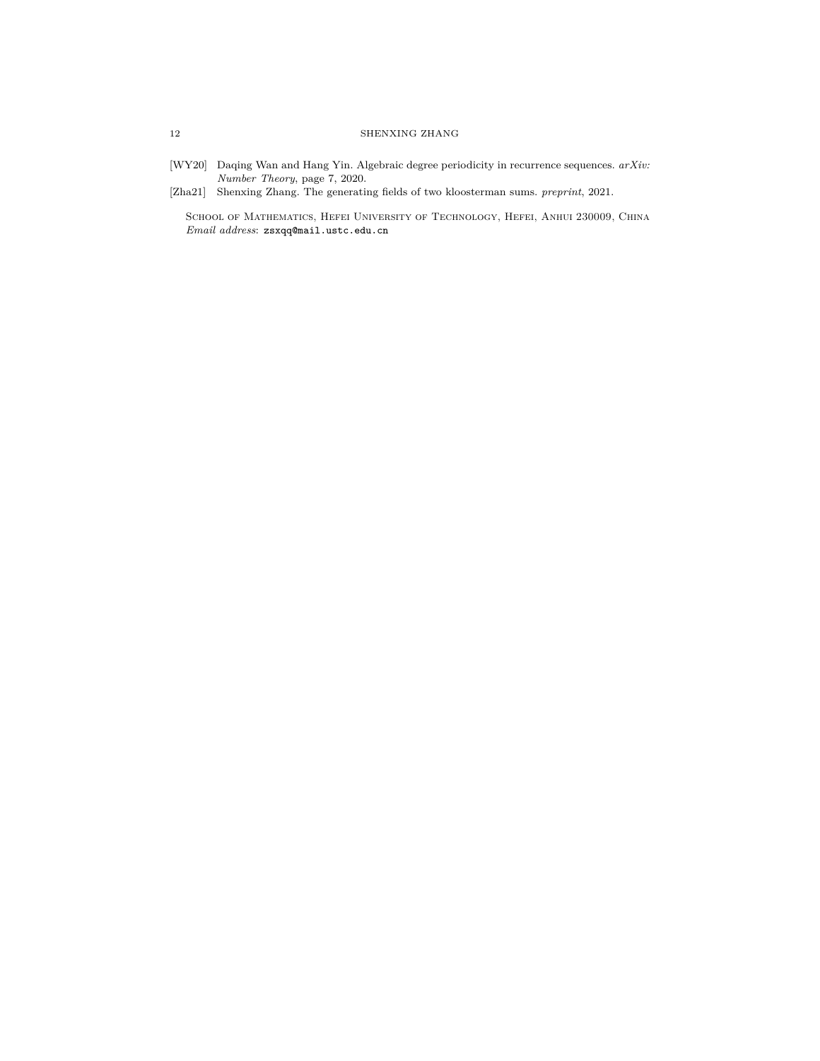[WY20] Daqing Wan and Hang Yin. Algebraic degree periodicity in recurrence sequences. *arXiv: Number Theory*, page 7, 2020.

[Zha21] Shenxing Zhang. The generating fields of two kloosterman sums. *preprint*, 2021.

School of Mathematics, Hefei University of Technology, Hefei, Anhui 230009, China
*Email address*: `zsxqq@mail.ustc.edu.cn`